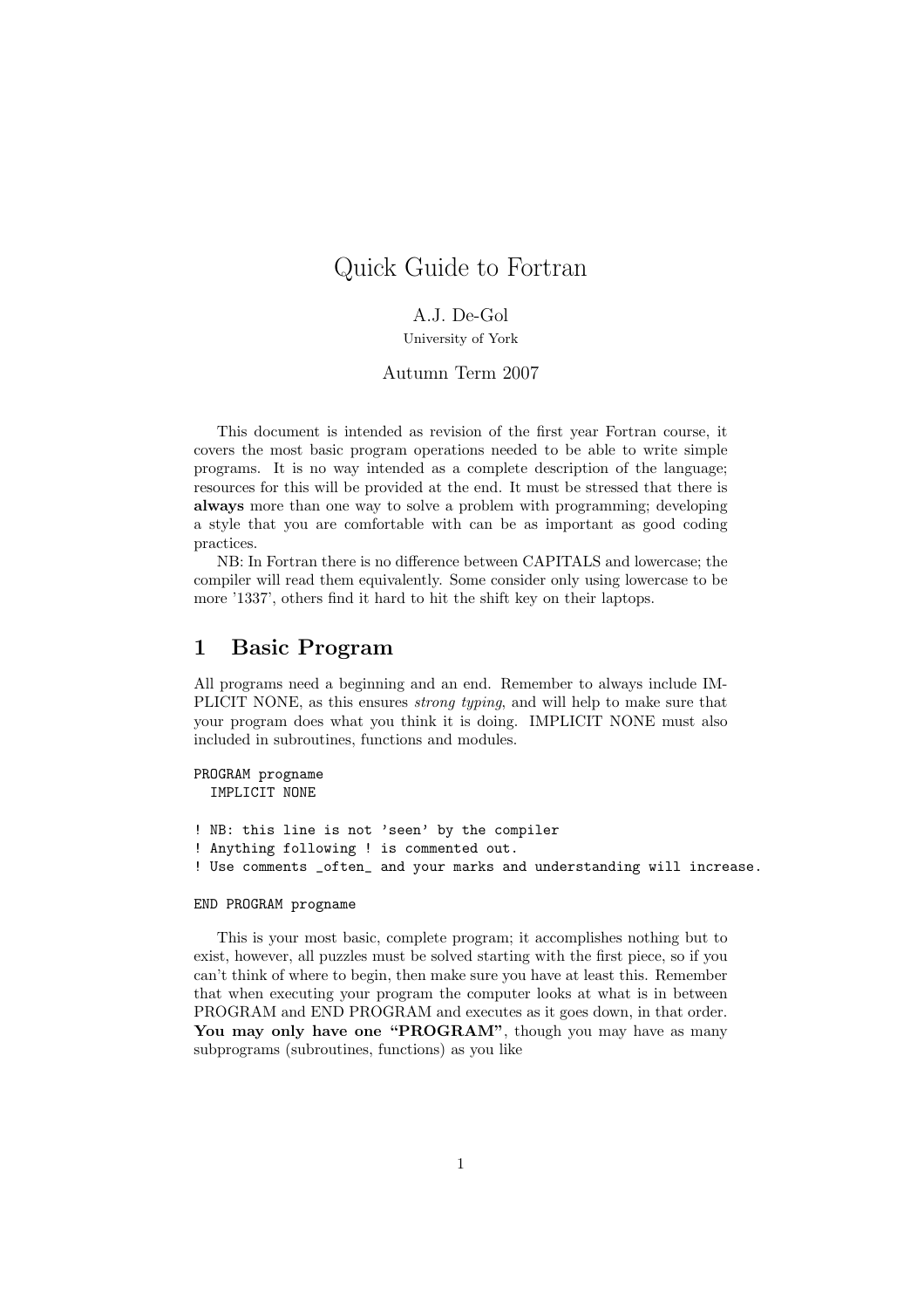# Quick Guide to Fortran

A.J. De-Gol

University of York

Autumn Term 2007

This document is intended as revision of the first year Fortran course, it covers the most basic program operations needed to be able to write simple programs. It is no way intended as a complete description of the language; resources for this will be provided at the end. It must be stressed that there is **always** more than one way to solve a problem with programming; developing a style that you are comfortable with can be as important as good coding practices.

NB: In Fortran there is no difference between CAPITALS and lowercase; the compiler will read them equivalently. Some consider only using lowercase to be more '1337', others find it hard to hit the shift key on their laptops.

## 1 Basic Program

All programs need a beginning and an end. Remember to always include IMPLICIT NONE, as this ensures *strong typing*, and will help to make sure that your program does what you think it is doing. IMPLICIT NONE must also included in subroutines, functions and modules.

```
PROGRAM progname
  IMPLICIT NONE

! NB: this line is not 'seen' by the compiler
! Anything following ! is commented out.
! Use comments _often_ and your marks and understanding will increase.

END PROGRAM progname
```

This is your most basic, complete program; it accomplishes nothing but to exist, however, all puzzles must be solved starting with the first piece, so if you can't think of where to begin, then make sure you have at least this. Remember that when executing your program the computer looks at what is in between PROGRAM and END PROGRAM and executes as it goes down, in that order. **You may only have one "PROGRAM"**, though you may have as many subprograms (subroutines, functions) as you like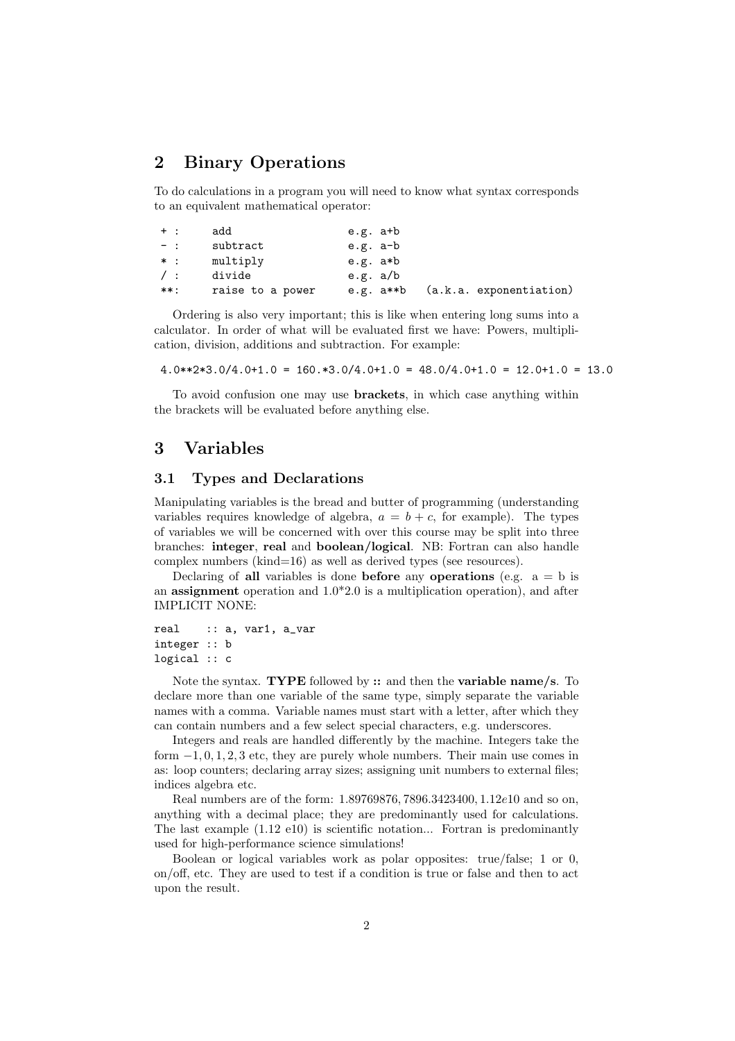## 2 Binary Operations

To do calculations in a program you will need to know what syntax corresponds to an equivalent mathematical operator:

```
+ :     add                 e.g. a+b
- :     subtract            e.g. a-b
* :     multiply            e.g. a*b
/ :     divide              e.g. a/b
**:     raise to a power    e.g. a**b   (a.k.a. exponentiation)
```

Ordering is also very important; this is like when entering long sums into a calculator. In order of what will be evaluated first we have: Powers, multiplication, division, additions and subtraction. For example:

```
4.0**2*3.0/4.0+1.0 = 160.*3.0/4.0+1.0 = 48.0/4.0+1.0 = 12.0+1.0 = 13.0
```

To avoid confusion one may use **brackets**, in which case anything within the brackets will be evaluated before anything else.

## 3 Variables

### 3.1 Types and Declarations

Manipulating variables is the bread and butter of programming (understanding variables requires knowledge of algebra, $a = b + c$, for example). The types of variables we will be concerned with over this course may be split into three branches: **integer**, **real** and **boolean/logical**. NB: Fortran can also handle complex numbers (kind=16) as well as derived types (see resources).

Declaring of **all** variables is done **before** any **operations** (e.g. a = b is an **assignment** operation and 1.0*2.0 is a multiplication operation), and after IMPLICIT NONE:

```
real    :: a, var1, a_var
integer :: b
logical :: c
```

Note the syntax. **TYPE** followed by **::** and then the **variable name/s**. To declare more than one variable of the same type, simply separate the variable names with a comma. Variable names must start with a letter, after which they can contain numbers and a few select special characters, e.g. underscores.

Integers and reals are handled differently by the machine. Integers take the form $-1, 0, 1, 2, 3$ etc, they are purely whole numbers. Their main use comes in as: loop counters; declaring array sizes; assigning unit numbers to external files; indices algebra etc.

Real numbers are of the form: $1.89769876, 7896.3423400, 1.12e10$ and so on, anything with a decimal place; they are predominantly used for calculations. The last example (1.12 e10) is scientific notation... Fortran is predominantly used for high-performance science simulations!

Boolean or logical variables work as polar opposites: true/false; 1 or 0, on/off, etc. They are used to test if a condition is true or false and then to act upon the result.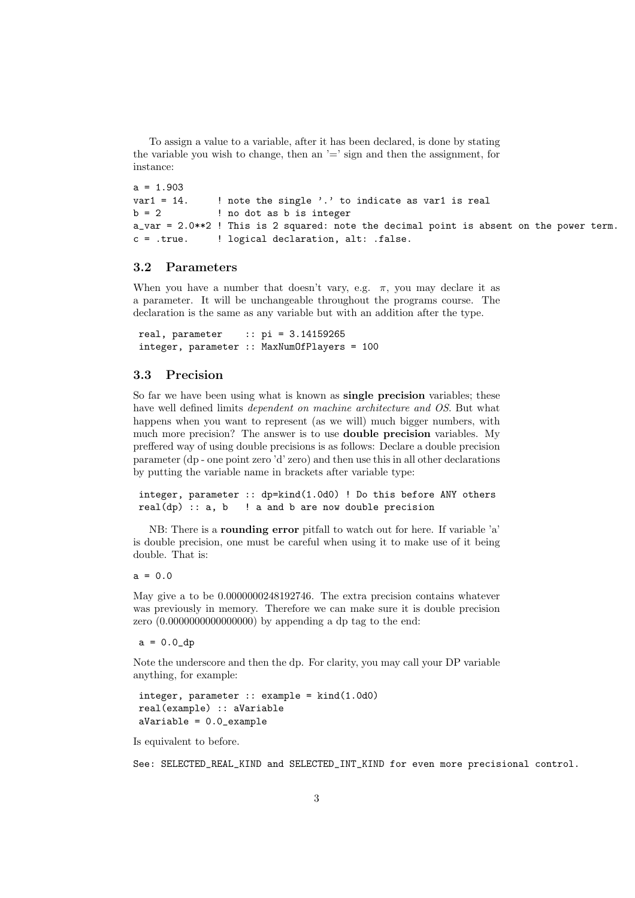To assign a value to a variable, after it has been declared, is done by stating the variable you wish to change, then an '=' sign and then the assignment, for instance:

```
a = 1.903
var1 = 14.     ! note the single '.' to indicate as var1 is real
b = 2          ! no dot as b is integer
a_var = 2.0**2 ! This is 2 squared: note the decimal point is absent on the power term.
c = .true.     ! logical declaration, alt: .false.
```

### 3.2 Parameters

When you have a number that doesn't vary, e.g. $\pi$, you may declare it as a parameter. It will be unchangeable throughout the programs course. The declaration is the same as any variable but with an addition after the type.

```
real, parameter    :: pi = 3.14159265
integer, parameter :: MaxNumOfPlayers = 100
```

### 3.3 Precision

So far we have been using what is known as **single precision** variables; these have well defined limits *dependent on machine architecture and OS*. But what happens when you want to represent (as we will) much bigger numbers, with much more precision? The answer is to use **double precision** variables. My preffered way of using double precisions is as follows: Declare a double precision parameter (dp - one point zero 'd' zero) and then use this in all other declarations by putting the variable name in brackets after variable type:

```
integer, parameter :: dp=kind(1.0d0) ! Do this before ANY others
real(dp) :: a, b   ! a and b are now double precision
```

NB: There is a **rounding error** pitfall to watch out for here. If variable 'a' is double precision, one must be careful when using it to make use of it being double. That is:

```
a = 0.0
```

May give a to be 0.0000000248192746. The extra precision contains whatever was previously in memory. Therefore we can make sure it is double precision zero (0.0000000000000000) by appending a dp tag to the end:

```
a = 0.0_dp
```

Note the underscore and then the dp. For clarity, you may call your DP variable anything, for example:

```
integer, parameter :: example = kind(1.0d0)
real(example) :: aVariable
aVariable = 0.0_example
```

Is equivalent to before.

```
See: SELECTED_REAL_KIND and SELECTED_INT_KIND for even more precisional control.
```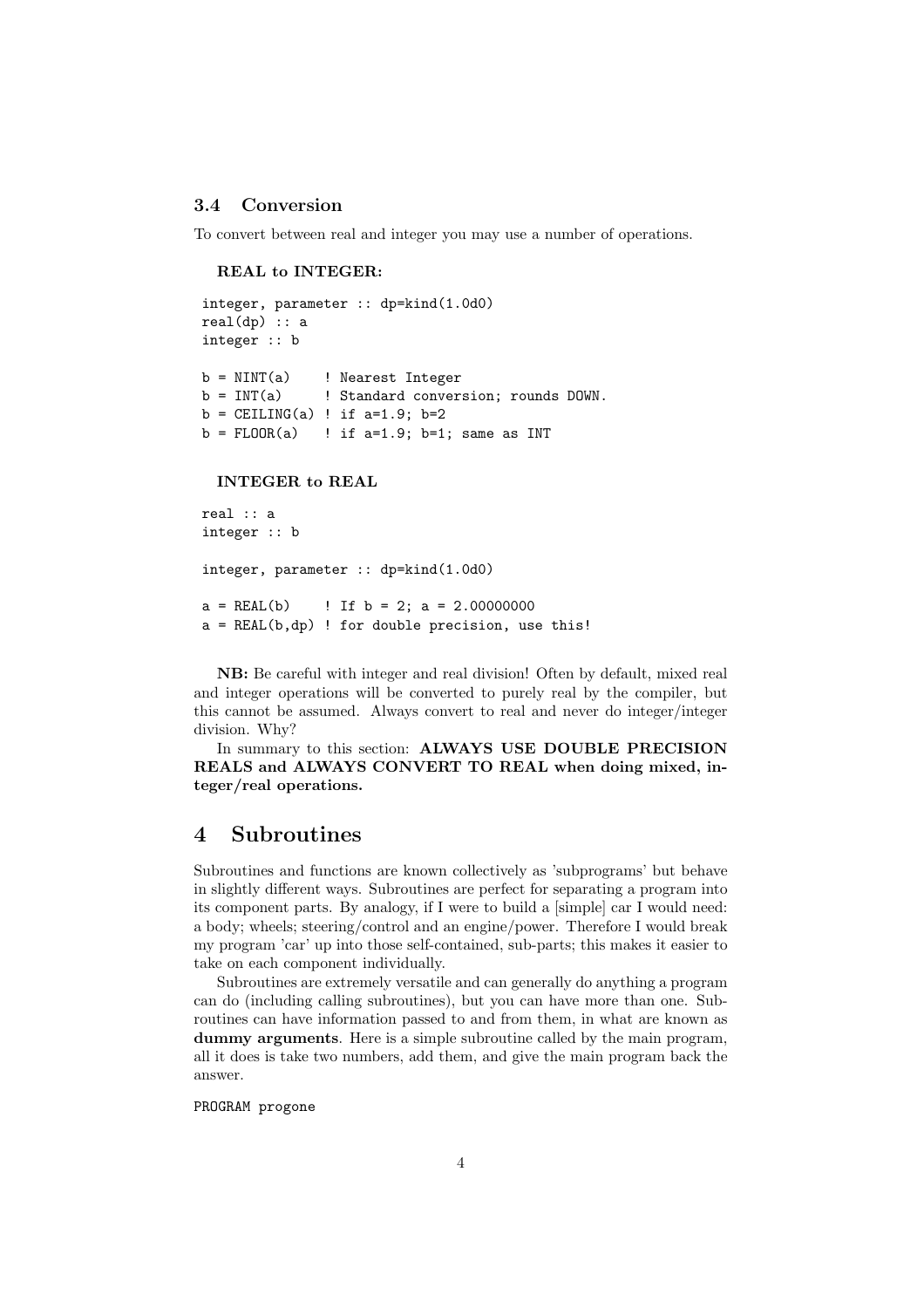### 3.4 Conversion

To convert between real and integer you may use a number of operations.

**REAL to INTEGER:**

```
integer, parameter :: dp=kind(1.0d0)
real(dp) :: a
integer :: b

b = NINT(a)    ! Nearest Integer
b = INT(a)     ! Standard conversion; rounds DOWN.
b = CEILING(a) ! if a=1.9; b=2
b = FLOOR(a)   ! if a=1.9; b=1; same as INT
```

**INTEGER to REAL**

```
real :: a
integer :: b

integer, parameter :: dp=kind(1.0d0)

a = REAL(b)    ! If b = 2; a = 2.00000000
a = REAL(b,dp) ! for double precision, use this!
```

**NB:** Be careful with integer and real division! Often by default, mixed real and integer operations will be converted to purely real by the compiler, but this cannot be assumed. Always convert to real and never do integer/integer division. Why?

In summary to this section: **ALWAYS USE DOUBLE PRECISION REALS and ALWAYS CONVERT TO REAL when doing mixed, integer/real operations.**

## 4 Subroutines

Subroutines and functions are known collectively as 'subprograms' but behave in slightly different ways. Subroutines are perfect for separating a program into its component parts. By analogy, if I were to build a [simple] car I would need: a body; wheels; steering/control and an engine/power. Therefore I would break my program 'car' up into those self-contained, sub-parts; this makes it easier to take on each component individually.

Subroutines are extremely versatile and can generally do anything a program can do (including calling subroutines), but you can have more than one. Subroutines can have information passed to and from them, in what are known as **dummy arguments**. Here is a simple subroutine called by the main program, all it does is take two numbers, add them, and give the main program back the answer.

```
PROGRAM progone
```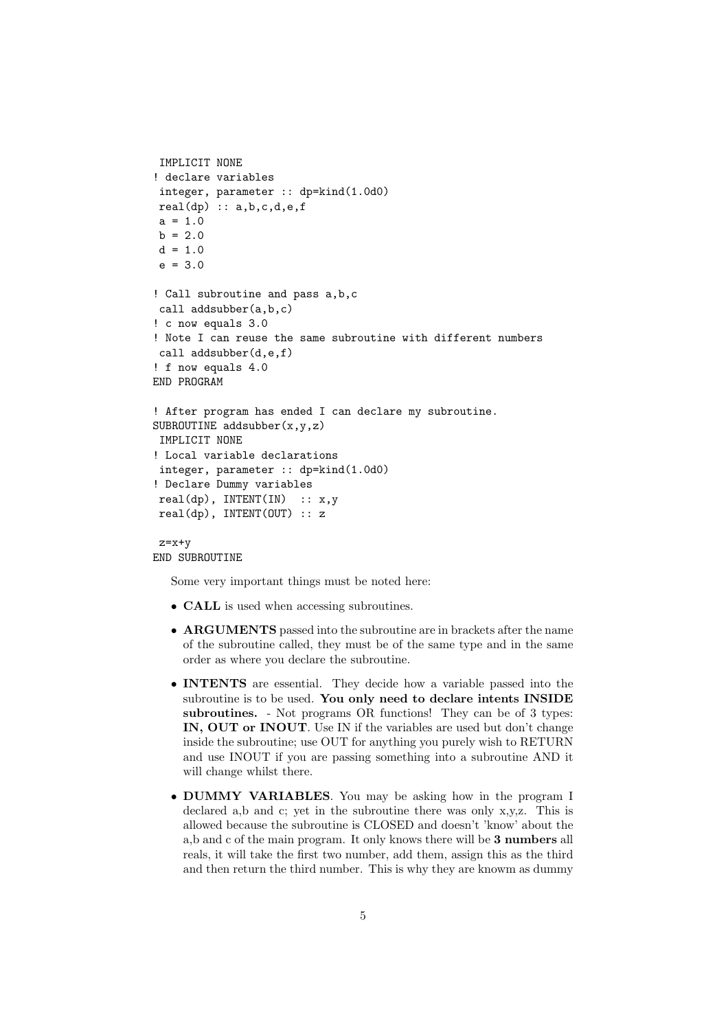```
 IMPLICIT NONE
! declare variables
 integer, parameter :: dp=kind(1.0d0)
 real(dp) :: a,b,c,d,e,f
 a = 1.0
 b = 2.0
 d = 1.0
 e = 3.0

! Call subroutine and pass a,b,c
 call addsubber(a,b,c)
! c now equals 3.0
! Note I can reuse the same subroutine with different numbers
 call addsubber(d,e,f)
! f now equals 4.0
END PROGRAM

! After program has ended I can declare my subroutine.
SUBROUTINE addsubber(x,y,z)
 IMPLICIT NONE
! Local variable declarations
 integer, parameter :: dp=kind(1.0d0)
! Declare Dummy variables
 real(dp), INTENT(IN)  :: x,y
 real(dp), INTENT(OUT) :: z

 z=x+y
END SUBROUTINE
```

Some very important things must be noted here:

- **CALL** is used when accessing subroutines.
- **ARGUMENTS** passed into the subroutine are in brackets after the name of the subroutine called, they must be of the same type and in the same order as where you declare the subroutine.
- **INTENTS** are essential. They decide how a variable passed into the subroutine is to be used. **You only need to declare intents INSIDE subroutines.** - Not programs OR functions! They can be of 3 types: **IN, OUT or INOUT**. Use IN if the variables are used but don't change inside the subroutine; use OUT for anything you purely wish to RETURN and use INOUT if you are passing something into a subroutine AND it will change whilst there.
- **DUMMY VARIABLES**. You may be asking how in the program I declared a,b and c; yet in the subroutine there was only x,y,z. This is allowed because the subroutine is CLOSED and doesn't 'know' about the a,b and c of the main program. It only knows there will be **3 numbers** all reals, it will take the first two number, add them, assign this as the third and then return the third number. This is why they are knowm as dummy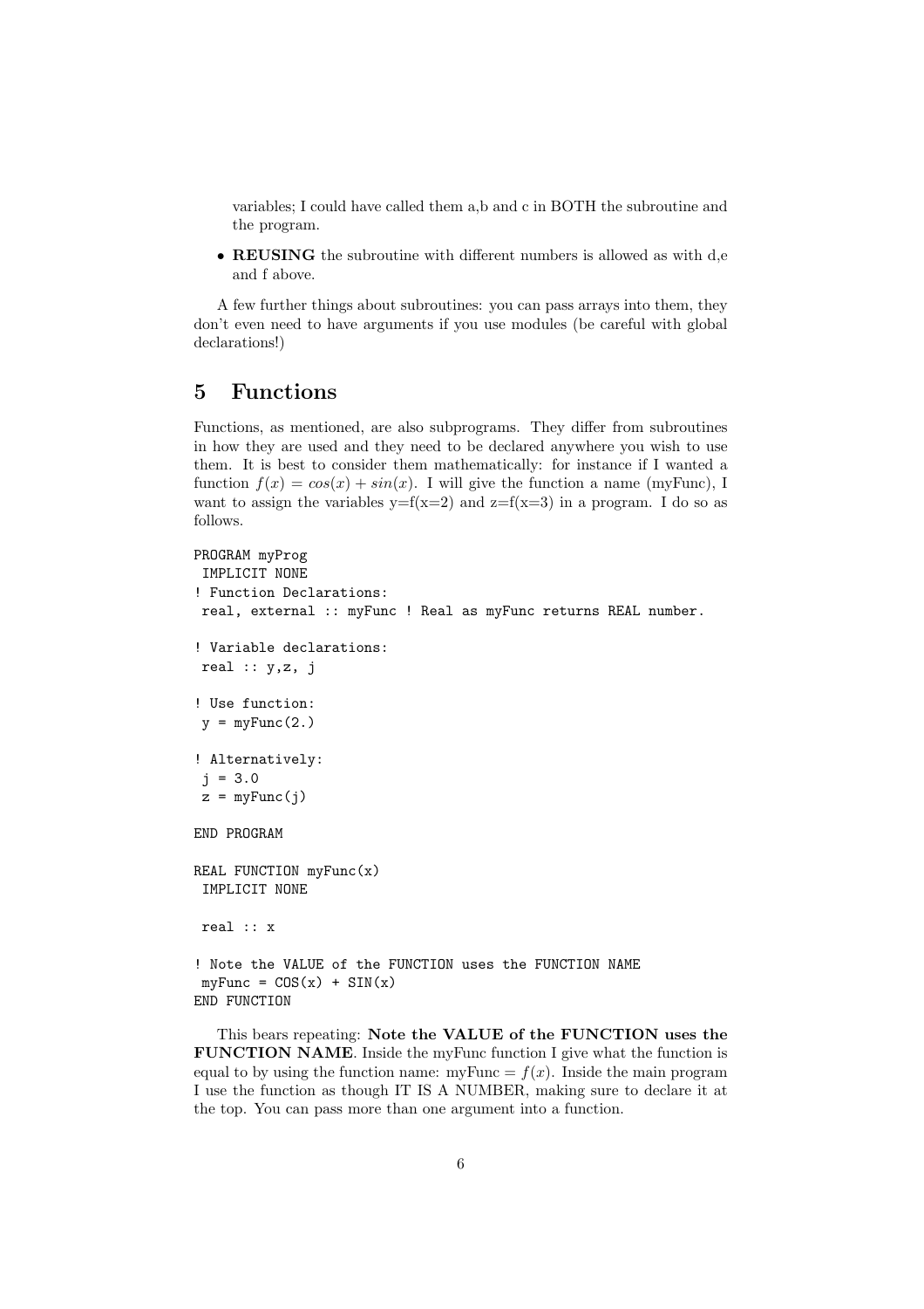variables; I could have called them a,b and c in BOTH the subroutine and the program.

- **REUSING** the subroutine with different numbers is allowed as with d,e and f above.

A few further things about subroutines: you can pass arrays into them, they don't even need to have arguments if you use modules (be careful with global declarations!)

## 5 Functions

Functions, as mentioned, are also subprograms. They differ from subroutines in how they are used and they need to be declared anywhere you wish to use them. It is best to consider them mathematically: for instance if I wanted a function $f(x) = cos(x) + sin(x)$. I will give the function a name (myFunc), I want to assign the variables y=f(x=2) and z=f(x=3) in a program. I do so as follows.

```
PROGRAM myProg
 IMPLICIT NONE
! Function Declarations:
 real, external :: myFunc ! Real as myFunc returns REAL number.

! Variable declarations:
 real :: y,z, j

! Use function:
 y = myFunc(2.)

! Alternatively:
 j = 3.0
 z = myFunc(j)

END PROGRAM

REAL FUNCTION myFunc(x)
 IMPLICIT NONE

 real :: x

! Note the VALUE of the FUNCTION uses the FUNCTION NAME
 myFunc = COS(x) + SIN(x)
END FUNCTION
```

This bears repeating: **Note the VALUE of the FUNCTION uses the FUNCTION NAME**. Inside the myFunc function I give what the function is equal to by using the function name: myFunc $= f(x)$. Inside the main program I use the function as though IT IS A NUMBER, making sure to declare it at the top. You can pass more than one argument into a function.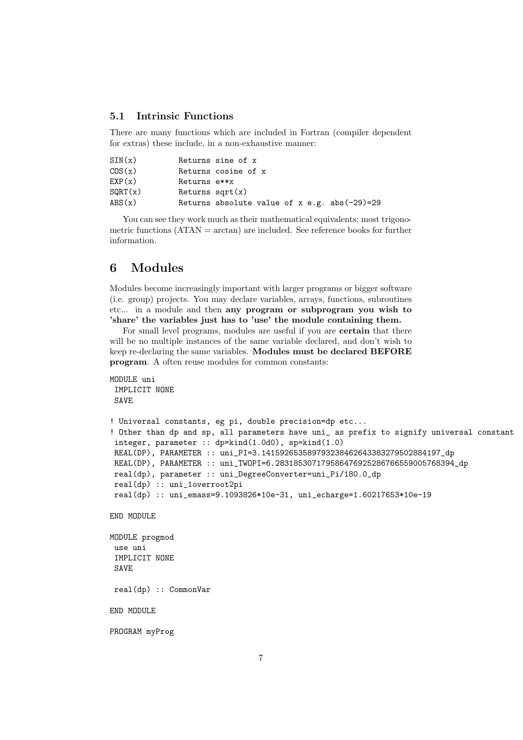### 5.1 Intrinsic Functions

There are many functions which are included in Fortran (compiler dependent for extras) these include, in a non-exhaustive manner:

```
SIN(x)          Returns sine of x
COS(x)          Returns cosine of x
EXP(x)          Returns e**x
SQRT(x)         Returns sqrt(x)
ABS(x)          Returns absolute value of x e.g. abs(-29)=29
```

You can see they work much as their mathematical equivalents; most trigonometric functions (ATAN = arctan) are included. See reference books for further information.

## 6 Modules

Modules become increasingly important with larger programs or bigger software (i.e. group) projects. You may declare variables, arrays, functions, subroutines etc... in a module and then **any program or subprogram you wish to 'share' the variables just has to 'use' the module containing them.**

For small level programs, modules are useful if you are **certain** that there will be no multiple instances of the same variable declared, and don't wish to keep re-declaring the same variables. **Modules must be declared BEFORE program**. A often reuse modules for common constants:

```
MODULE uni
 IMPLICIT NONE
 SAVE

! Universal constants, eg pi, double precision=dp etc...
! Other than dp and sp, all parameters have uni_ as prefix to signify universal constant
 integer, parameter :: dp=kind(1.0d0), sp=kind(1.0)
 REAL(DP), PARAMETER :: uni_PI=3.141592653589793238462643383279502884197_dp
 REAL(DP), PARAMETER :: uni_TWOPI=6.283185307179586476925286766559005768394_dp
 real(dp), parameter :: uni_DegreeConverter=uni_Pi/180.0_dp
 real(dp) :: uni_1overroot2pi
 real(dp) :: uni_emass=9.1093826*10e-31, uni_echarge=1.60217653*10e-19

END MODULE

MODULE progmod
 use uni
 IMPLICIT NONE
 SAVE

 real(dp) :: CommonVar

END MODULE

PROGRAM myProg
```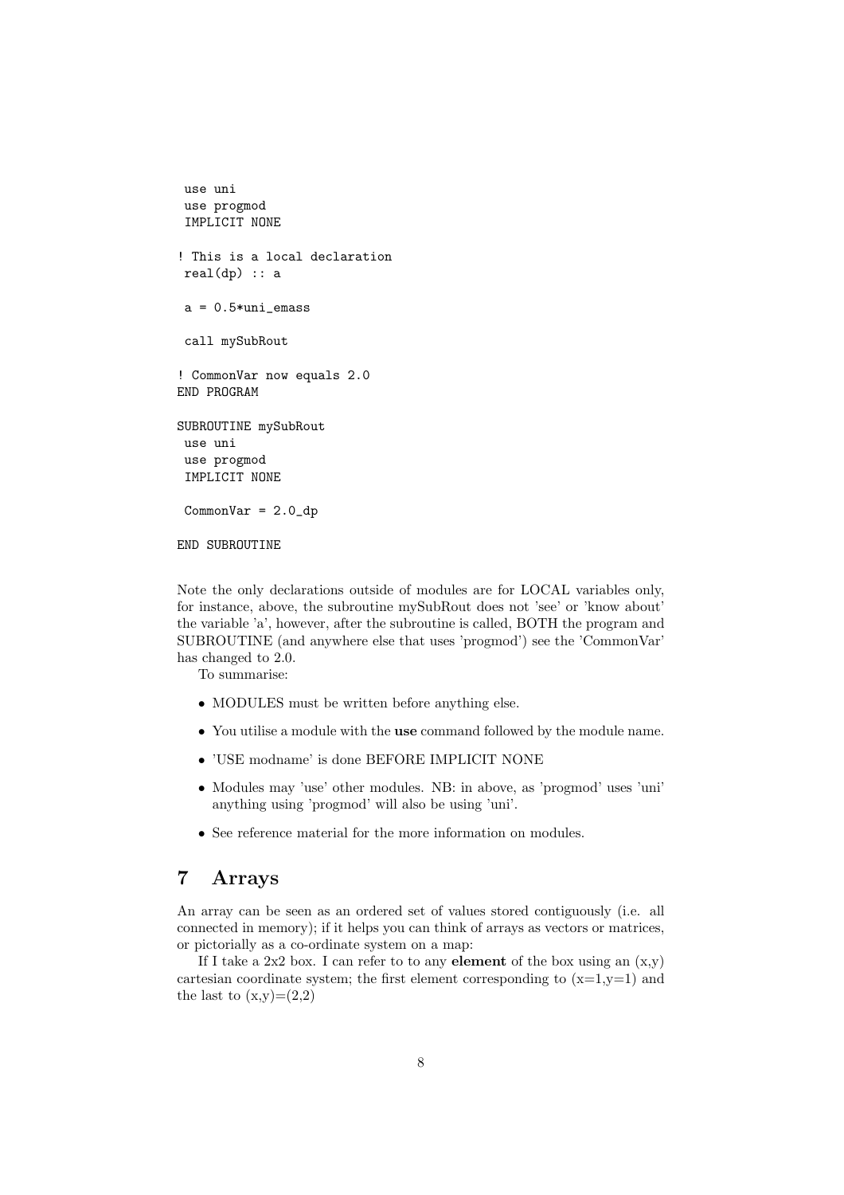```
 use uni
 use progmod
 IMPLICIT NONE

! This is a local declaration
 real(dp) :: a

 a = 0.5*uni_emass

 call mySubRout

! CommonVar now equals 2.0
END PROGRAM

SUBROUTINE mySubRout
 use uni
 use progmod
 IMPLICIT NONE

 CommonVar = 2.0_dp

END SUBROUTINE
```

Note the only declarations outside of modules are for LOCAL variables only, for instance, above, the subroutine mySubRout does not 'see' or 'know about' the variable 'a', however, after the subroutine is called, BOTH the program and SUBROUTINE (and anywhere else that uses 'progmod') see the 'CommonVar' has changed to 2.0.

To summarise:

- MODULES must be written before anything else.
- You utilise a module with the **use** command followed by the module name.
- 'USE modname' is done BEFORE IMPLICIT NONE
- Modules may 'use' other modules. NB: in above, as 'progmod' uses 'uni' anything using 'progmod' will also be using 'uni'.
- See reference material for the more information on modules.

## 7 Arrays

An array can be seen as an ordered set of values stored contiguously (i.e. all connected in memory); if it helps you can think of arrays as vectors or matrices, or pictorially as a co-ordinate system on a map:

If I take a 2x2 box. I can refer to to any **element** of the box using an (x,y) cartesian coordinate system; the first element corresponding to (x=1,y=1) and the last to (x,y)=(2,2)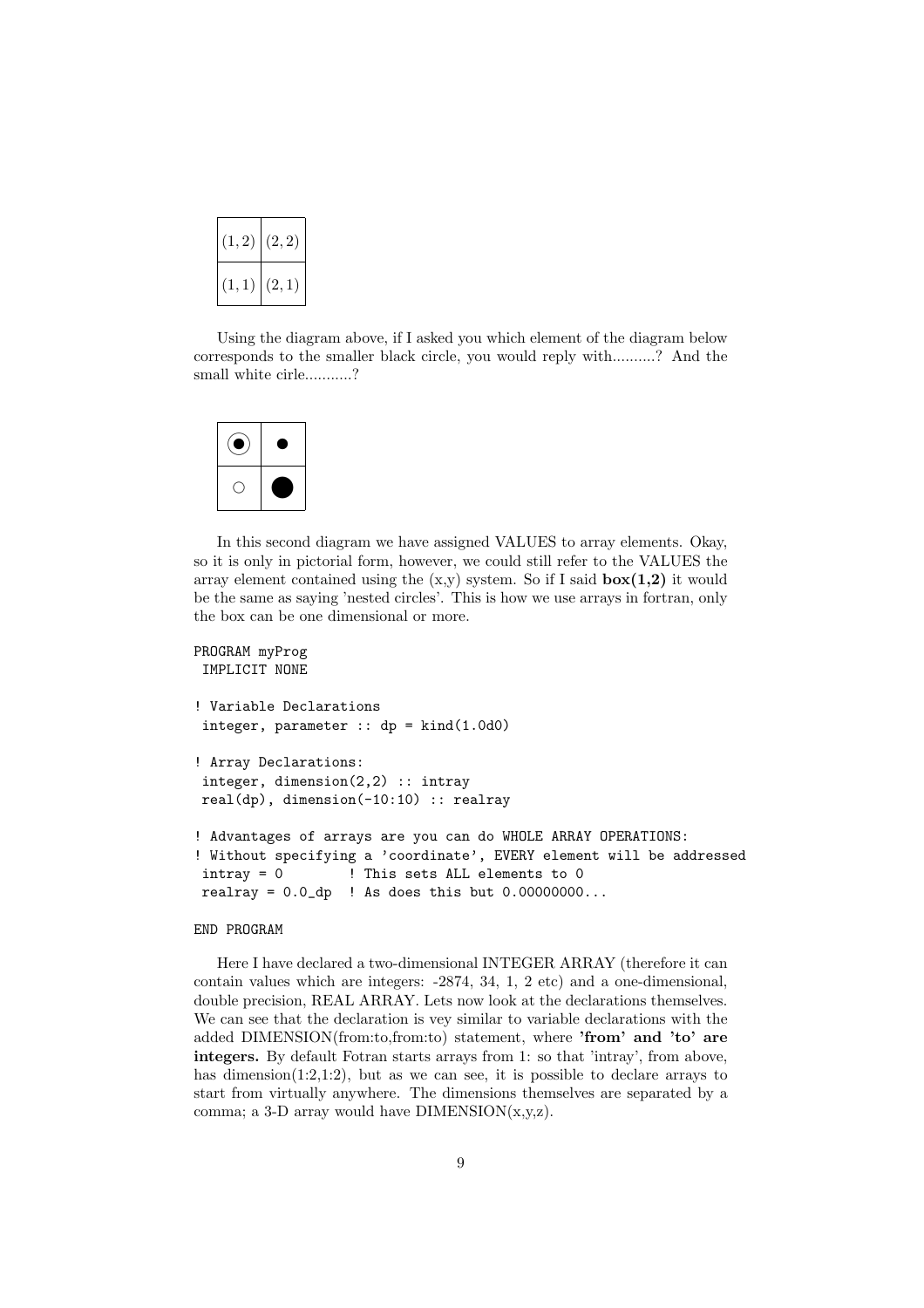| $(1, 2)$ | $(2, 2)$ |
|---|---|
| $(1, 1)$ | $(2, 1)$ |

Using the diagram above, if I asked you which element of the diagram below corresponds to the smaller black circle, you would reply with..........? And the small white cirle...........?

| ◉ | • |
|---|---|
| ○ | ● |

In this second diagram we have assigned VALUES to array elements. Okay, so it is only in pictorial form, however, we could still refer to the VALUES the array element contained using the (x,y) system. So if I said **box(1,2)** it would be the same as saying 'nested circles'. This is how we use arrays in fortran, only the box can be one dimensional or more.

```
PROGRAM myProg
 IMPLICIT NONE

! Variable Declarations
 integer, parameter :: dp = kind(1.0d0)

! Array Declarations:
 integer, dimension(2,2) :: intray
 real(dp), dimension(-10:10) :: realray

! Advantages of arrays are you can do WHOLE ARRAY OPERATIONS:
! Without specifying a 'coordinate', EVERY element will be addressed
 intray = 0        ! This sets ALL elements to 0
 realray = 0.0_dp  ! As does this but 0.00000000...

END PROGRAM
```

Here I have declared a two-dimensional INTEGER ARRAY (therefore it can contain values which are integers: -2874, 34, 1, 2 etc) and a one-dimensional, double precision, REAL ARRAY. Lets now look at the declarations themselves. We can see that the declaration is vey similar to variable declarations with the added DIMENSION(from:to,from:to) statement, where **'from' and 'to' are integers.** By default Fotran starts arrays from 1: so that 'intray', from above, has dimension(1:2,1:2), but as we can see, it is possible to declare arrays to start from virtually anywhere. The dimensions themselves are separated by a comma; a 3-D array would have DIMENSION(x,y,z).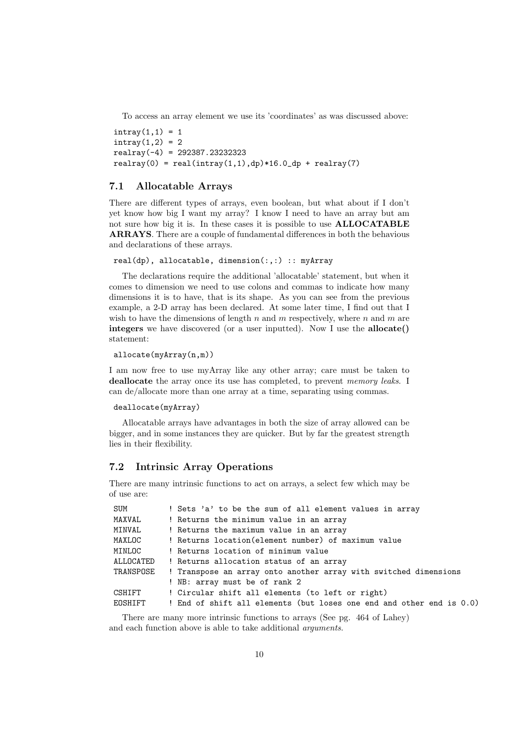To access an array element we use its 'coordinates' as was discussed above:

```
intray(1,1) = 1
intray(1,2) = 2
realray(-4) = 292387.23232323
realray(0) = real(intray(1,1),dp)*16.0_dp + realray(7)
```

## 7.1 Allocatable Arrays

There are different types of arrays, even boolean, but what about if I don't yet know how big I want my array? I know I need to have an array but am not sure how big it is. In these cases it is possible to use **ALLOCATABLE ARRAYS**. There are a couple of fundamental differences in both the behavious and declarations of these arrays.

```
real(dp), allocatable, dimension(:,:) :: myArray
```

The declarations require the additional 'allocatable' statement, but when it comes to dimension we need to use colons and commas to indicate how many dimensions it is to have, that is its shape. As you can see from the previous example, a 2-D array has been declared. At some later time, I find out that I wish to have the dimensions of length $n$ and $m$ respectively, where $n$ and $m$ are **integers** we have discovered (or a user inputted). Now I use the **allocate()** statement:

```
allocate(myArray(n,m))
```

I am now free to use myArray like any other array; care must be taken to **deallocate** the array once its use has completed, to prevent *memory leaks*. I can de/allocate more than one array at a time, separating using commas.

```
deallocate(myArray)
```

Allocatable arrays have advantages in both the size of array allowed can be bigger, and in some instances they are quicker. But by far the greatest strength lies in their flexibility.

## 7.2 Intrinsic Array Operations

There are many intrinsic functions to act on arrays, a select few which may be of use are:

```
SUM         ! Sets 'a' to be the sum of all element values in array
MAXVAL      ! Returns the minimum value in an array
MINVAL      ! Returns the maximum value in an array
MAXLOC      ! Returns location(element number) of maximum value
MINLOC      ! Returns location of minimum value
ALLOCATED   ! Returns allocation status of an array
TRANSPOSE   ! Transpose an array onto another array with switched dimensions
            ! NB: array must be of rank 2
CSHIFT      ! Circular shift all elements (to left or right)
EOSHIFT     ! End of shift all elements (but loses one end and other end is 0.0)
```

There are many more intrinsic functions to arrays (See pg. 464 of Lahey) and each function above is able to take additional *arguments*.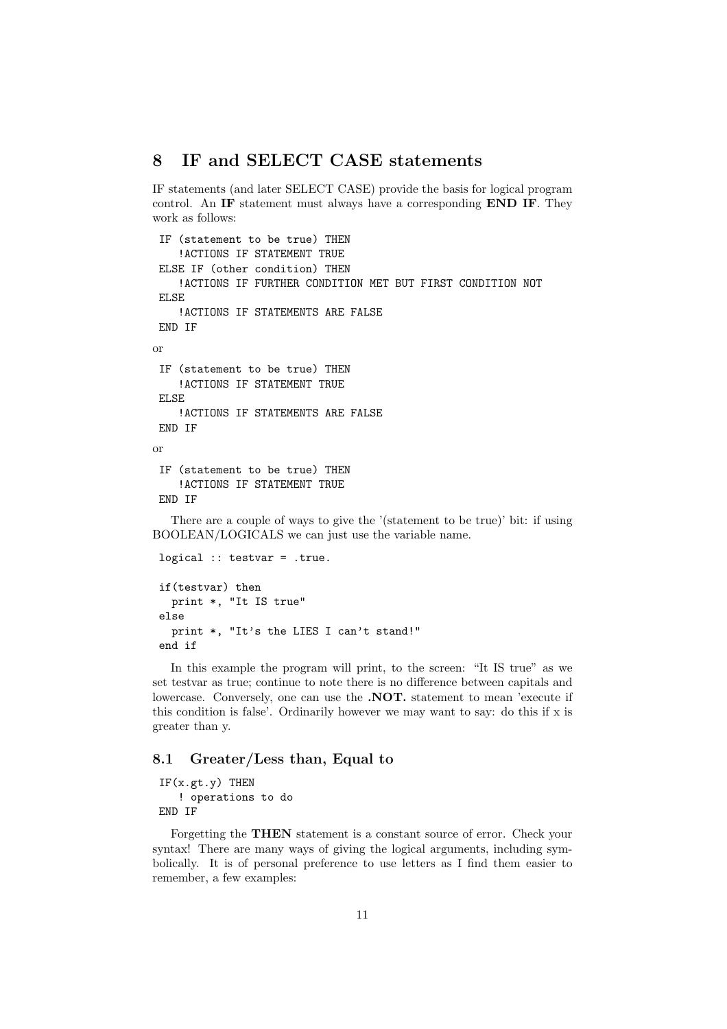## 8 IF and SELECT CASE statements

IF statements (and later SELECT CASE) provide the basis for logical program control. An **IF** statement must always have a corresponding **END IF**. They work as follows:

```
IF (statement to be true) THEN
   !ACTIONS IF STATEMENT TRUE
ELSE IF (other condition) THEN
   !ACTIONS IF FURTHER CONDITION MET BUT FIRST CONDITION NOT
ELSE
   !ACTIONS IF STATEMENTS ARE FALSE
END IF
```

or

```
IF (statement to be true) THEN
   !ACTIONS IF STATEMENT TRUE
ELSE
   !ACTIONS IF STATEMENTS ARE FALSE
END IF
```

or

```
IF (statement to be true) THEN
   !ACTIONS IF STATEMENT TRUE
END IF
```

There are a couple of ways to give the '(statement to be true)' bit: if using BOOLEAN/LOGICALS we can just use the variable name.

```
logical :: testvar = .true.

if(testvar) then
  print *, "It IS true"
else
  print *, "It's the LIES I can't stand!"
end if
```

In this example the program will print, to the screen: "It IS true" as we set testvar as true; continue to note there is no difference between capitals and lowercase. Conversely, one can use the **.NOT.** statement to mean 'execute if this condition is false'. Ordinarily however we may want to say: do this if x is greater than y.

### 8.1 Greater/Less than, Equal to

```
IF(x.gt.y) THEN
   ! operations to do
END IF
```

Forgetting the **THEN** statement is a constant source of error. Check your syntax! There are many ways of giving the logical arguments, including symbolically. It is of personal preference to use letters as I find them easier to remember, a few examples: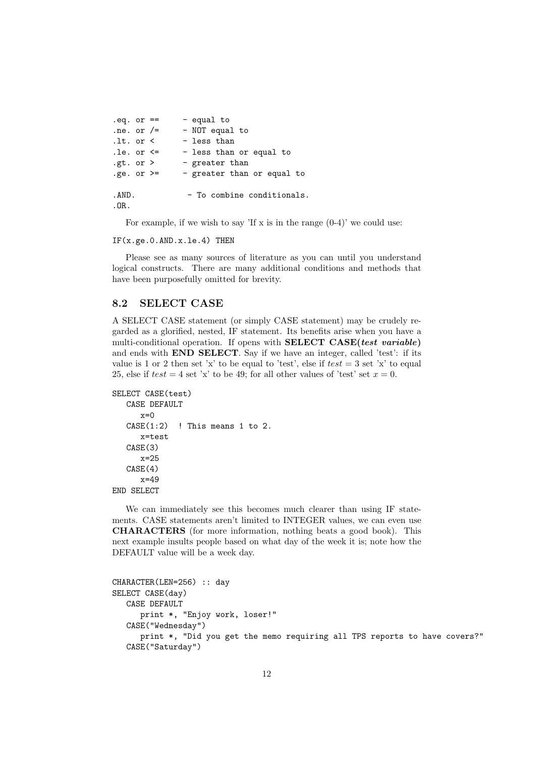```
.eq. or ==      - equal to
.ne. or /=      - NOT equal to
.lt. or <       - less than
.le. or <=      - less than or equal to
.gt. or >       - greater than
.ge. or >=      - greater than or equal to

.AND.            - To combine conditionals.
.OR.
```

For example, if we wish to say 'If x is in the range (0-4)' we could use:

```
IF(x.ge.0.AND.x.le.4) THEN
```

Please see as many sources of literature as you can until you understand logical constructs. There are many additional conditions and methods that have been purposefully omitted for brevity.

## 8.2 SELECT CASE

A SELECT CASE statement (or simply CASE statement) may be crudely regarded as a glorified, nested, IF statement. Its benefits arise when you have a multi-conditional operation. If opens with **SELECT CASE(*test variable*)** and ends with **END SELECT**. Say if we have an integer, called 'test': if its value is 1 or 2 then set 'x' to be equal to 'test', else if $test = 3$ set 'x' to equal 25, else if $test = 4$ set 'x' to be 49; for all other values of 'test' set $x = 0$.

```
SELECT CASE(test)
   CASE DEFAULT
      x=0
   CASE(1:2)  ! This means 1 to 2.
      x=test
   CASE(3)
      x=25
   CASE(4)
      x=49
END SELECT
```

We can immediately see this becomes much clearer than using IF statements. CASE statements aren't limited to INTEGER values, we can even use **CHARACTERS** (for more information, nothing beats a good book). This next example insults people based on what day of the week it is; note how the DEFAULT value will be a week day.

```
CHARACTER(LEN=256) :: day
SELECT CASE(day)
   CASE DEFAULT
      print *, "Enjoy work, loser!"
   CASE("Wednesday")
      print *, "Did you get the memo requiring all TPS reports to have covers?"
   CASE("Saturday")
```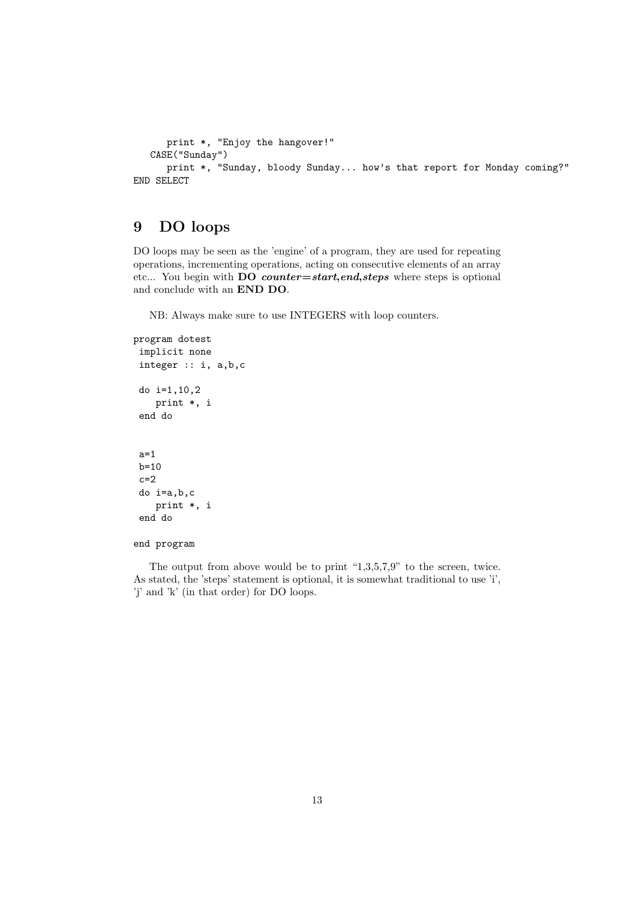```
      print *, "Enjoy the hangover!"
   CASE("Sunday")
      print *, "Sunday, bloody Sunday... how's that report for Monday coming?"
END SELECT
```

## 9 DO loops

DO loops may be seen as the 'engine' of a program, they are used for repeating operations, incrementing operations, acting on consecutive elements of an array etc... You begin with **DO *counter=start,end,steps*** where steps is optional and conclude with an **END DO**.

NB: Always make sure to use INTEGERS with loop counters.

```
program dotest
 implicit none
 integer :: i, a,b,c

 do i=1,10,2
    print *, i
 end do


 a=1
 b=10
 c=2
 do i=a,b,c
    print *, i
 end do

end program
```

The output from above would be to print "1,3,5,7,9" to the screen, twice. As stated, the 'steps' statement is optional, it is somewhat traditional to use 'i', 'j' and 'k' (in that order) for DO loops.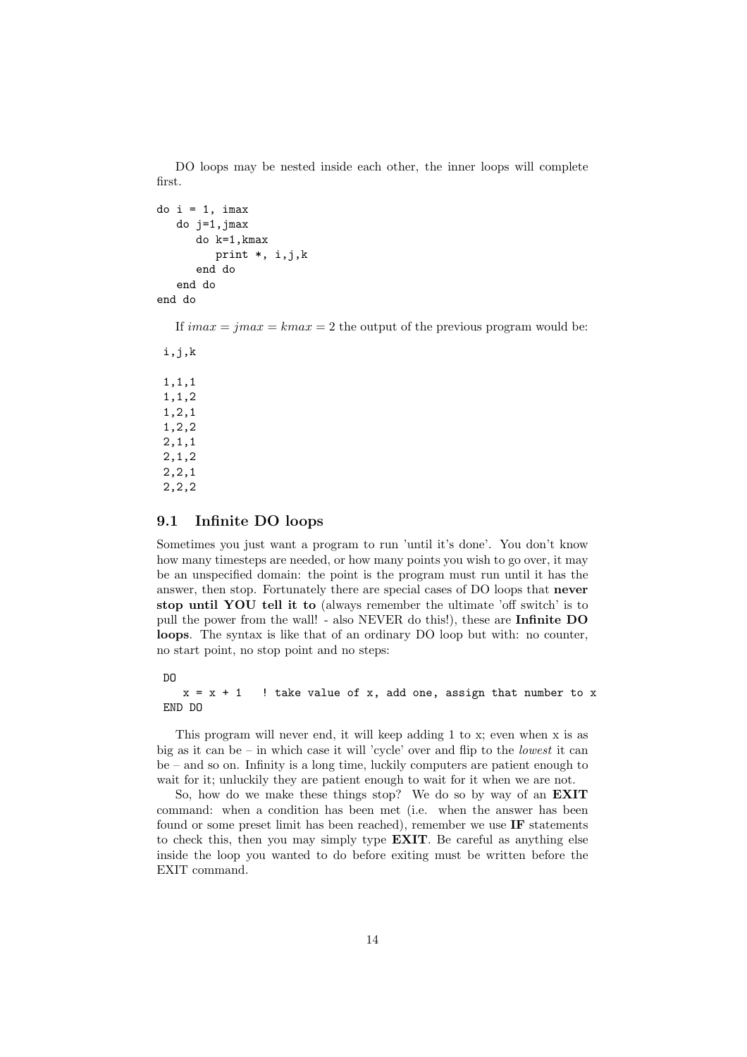DO loops may be nested inside each other, the inner loops will complete first.

```
do i = 1, imax
   do j=1,jmax
      do k=1,kmax
         print *, i,j,k
      end do
   end do
end do
```

If $imax = jmax = kmax = 2$ the output of the previous program would be:

```
 i,j,k

 1,1,1
 1,1,2
 1,2,1
 1,2,2
 2,1,1
 2,1,2
 2,2,1
 2,2,2
```

## 9.1 Infinite DO loops

Sometimes you just want a program to run 'until it's done'. You don't know how many timesteps are needed, or how many points you wish to go over, it may be an unspecified domain: the point is the program must run until it has the answer, then stop. Fortunately there are special cases of DO loops that **never stop until YOU tell it to** (always remember the ultimate 'off switch' is to pull the power from the wall! - also NEVER do this!), these are **Infinite DO loops**. The syntax is like that of an ordinary DO loop but with: no counter, no start point, no stop point and no steps:

```
 DO
    x = x + 1   ! take value of x, add one, assign that number to x
 END DO
```

This program will never end, it will keep adding 1 to x; even when x is as big as it can be – in which case it will 'cycle' over and flip to the *lowest* it can be – and so on. Infinity is a long time, luckily computers are patient enough to wait for it; unluckily they are patient enough to wait for it when we are not.

So, how do we make these things stop? We do so by way of an **EXIT** command: when a condition has been met (i.e. when the answer has been found or some preset limit has been reached), remember we use **IF** statements to check this, then you may simply type **EXIT**. Be careful as anything else inside the loop you wanted to do before exiting must be written before the EXIT command.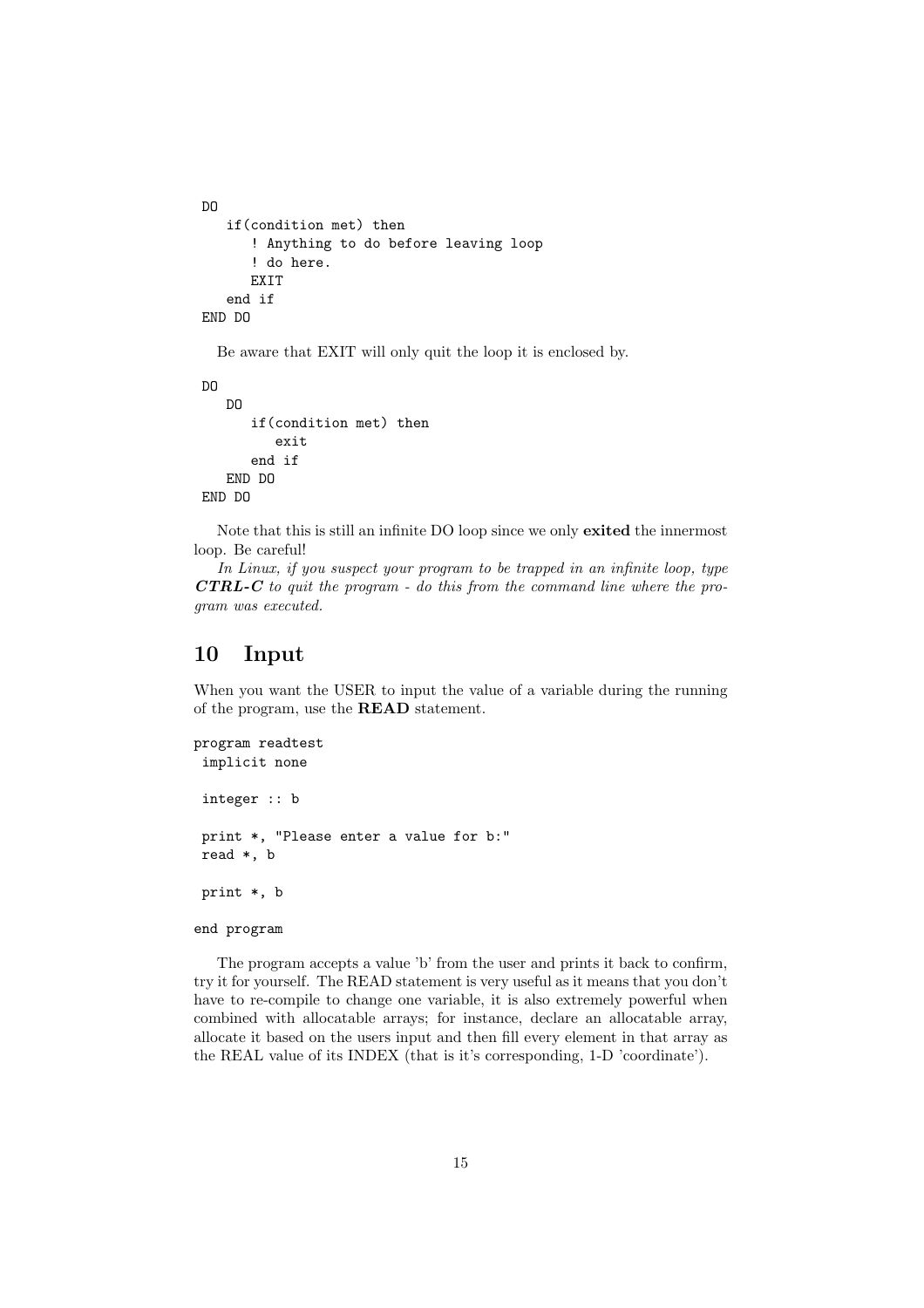```
DO
   if(condition met) then
      ! Anything to do before leaving loop
      ! do here.
      EXIT
   end if
END DO
```

Be aware that EXIT will only quit the loop it is enclosed by.

```
DO
   DO
      if(condition met) then
         exit
      end if
   END DO
END DO
```

Note that this is still an infinite DO loop since we only **exited** the innermost loop. Be careful!

*In Linux, if you suspect your program to be trapped in an infinite loop, type* ***CTRL-C*** *to quit the program - do this from the command line where the program was executed.*

## 10 Input

When you want the USER to input the value of a variable during the running of the program, use the **READ** statement.

```
program readtest
 implicit none

 integer :: b

 print *, "Please enter a value for b:"
 read *, b

 print *, b

end program
```

The program accepts a value 'b' from the user and prints it back to confirm, try it for yourself. The READ statement is very useful as it means that you don't have to re-compile to change one variable, it is also extremely powerful when combined with allocatable arrays; for instance, declare an allocatable array, allocate it based on the users input and then fill every element in that array as the REAL value of its INDEX (that is it's corresponding, 1-D 'coordinate').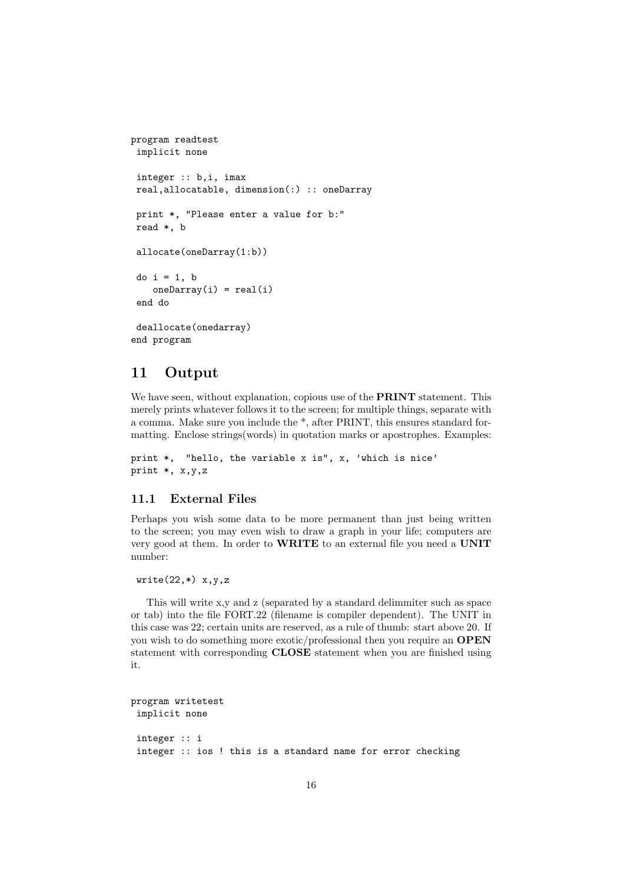```
program readtest
 implicit none

 integer :: b,i, imax
 real,allocatable, dimension(:) :: oneDarray

 print *, "Please enter a value for b:"
 read *, b

 allocate(oneDarray(1:b))

 do i = 1, b
    oneDarray(i) = real(i)
 end do

 deallocate(onedarray)
end program
```

# 11 Output

We have seen, without explanation, copious use of the **PRINT** statement. This merely prints whatever follows it to the screen; for multiple things, separate with a comma. Make sure you include the *, after PRINT, this ensures standard formatting. Enclose strings(words) in quotation marks or apostrophes. Examples:

```
print *,  "hello, the variable x is", x, 'which is nice'
print *, x,y,z
```

## 11.1 External Files

Perhaps you wish some data to be more permanent than just being written to the screen; you may even wish to draw a graph in your life; computers are very good at them. In order to **WRITE** to an external file you need a **UNIT** number:

```
 write(22,*) x,y,z
```

This will write x,y and z (separated by a standard delimmiter such as space or tab) into the file FORT.22 (filename is compiler dependent). The UNIT in this case was 22; certain units are reserved, as a rule of thumb: start above 20. If you wish to do something more exotic/professional then you require an **OPEN** statement with corresponding **CLOSE** statement when you are finished using it.

```
program writetest
 implicit none

 integer :: i
 integer :: ios ! this is a standard name for error checking
```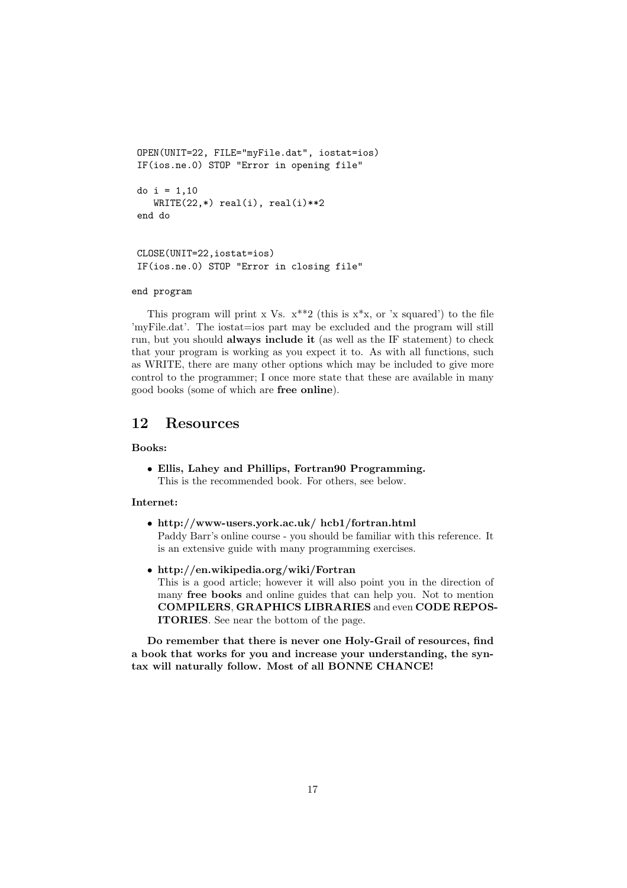```
OPEN(UNIT=22, FILE="myFile.dat", iostat=ios)
IF(ios.ne.0) STOP "Error in opening file"

do i = 1,10
   WRITE(22,*) real(i), real(i)**2
end do


CLOSE(UNIT=22,iostat=ios)
IF(ios.ne.0) STOP "Error in closing file"

end program
```

This program will print x Vs. x**2 (this is x*x, or 'x squared') to the file 'myFile.dat'. The iostat=ios part may be excluded and the program will still run, but you should **always include it** (as well as the IF statement) to check that your program is working as you expect it to. As with all functions, such as WRITE, there are many other options which may be included to give more control to the programmer; I once more state that these are available in many good books (some of which are **free online**).

## 12 Resources

**Books:**

- **Ellis, Lahey and Phillips, Fortran90 Programming.**
  This is the recommended book. For others, see below.

**Internet:**

- **http://www-users.york.ac.uk/ hcb1/fortran.html**
  Paddy Barr's online course - you should be familiar with this reference. It is an extensive guide with many programming exercises.

- **http://en.wikipedia.org/wiki/Fortran**
  This is a good article; however it will also point you in the direction of many **free books** and online guides that can help you. Not to mention **COMPILERS**, **GRAPHICS LIBRARIES** and even **CODE REPOSITORIES**. See near the bottom of the page.

**Do remember that there is never one Holy-Grail of resources, find a book that works for you and increase your understanding, the syntax will naturally follow. Most of all BONNE CHANCE!**